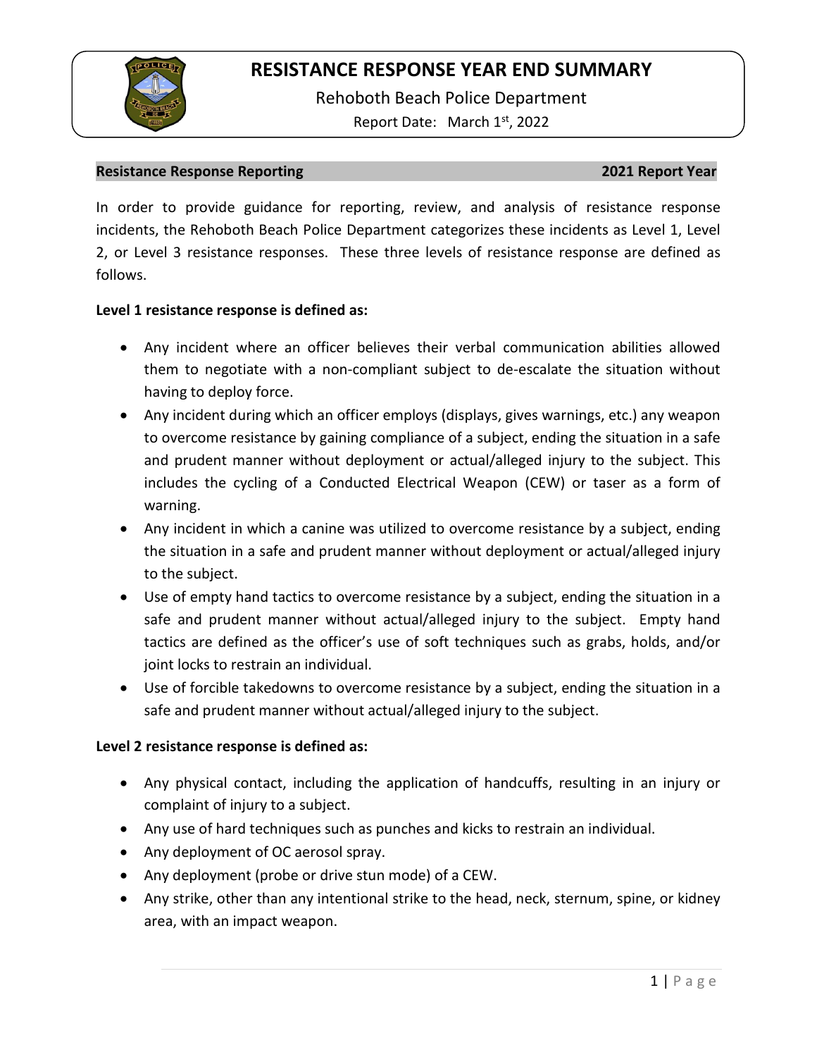# RESISTANCE RESPONSE YEAR END SUMMARY

Rehoboth Beach Police Department

Report Date: March 1st, 2022

**Resistance Response Reporting** **2021 Report Year**

In order to provide guidance for reporting, review, and analysis of resistance response incidents, the Rehoboth Beach Police Department categorizes these incidents as Level 1, Level 2, or Level 3 resistance responses. These three levels of resistance response are defined as follows.

**Level 1 resistance response is defined as:**

- Any incident where an officer believes their verbal communication abilities allowed them to negotiate with a non-compliant subject to de-escalate the situation without having to deploy force.
- Any incident during which an officer employs (displays, gives warnings, etc.) any weapon to overcome resistance by gaining compliance of a subject, ending the situation in a safe and prudent manner without deployment or actual/alleged injury to the subject. This includes the cycling of a Conducted Electrical Weapon (CEW) or taser as a form of warning.
- Any incident in which a canine was utilized to overcome resistance by a subject, ending the situation in a safe and prudent manner without deployment or actual/alleged injury to the subject.
- Use of empty hand tactics to overcome resistance by a subject, ending the situation in a safe and prudent manner without actual/alleged injury to the subject. Empty hand tactics are defined as the officer's use of soft techniques such as grabs, holds, and/or joint locks to restrain an individual.
- Use of forcible takedowns to overcome resistance by a subject, ending the situation in a safe and prudent manner without actual/alleged injury to the subject.

**Level 2 resistance response is defined as:**

- Any physical contact, including the application of handcuffs, resulting in an injury or complaint of injury to a subject.
- Any use of hard techniques such as punches and kicks to restrain an individual.
- Any deployment of OC aerosol spray.
- Any deployment (probe or drive stun mode) of a CEW.
- Any strike, other than any intentional strike to the head, neck, sternum, spine, or kidney area, with an impact weapon.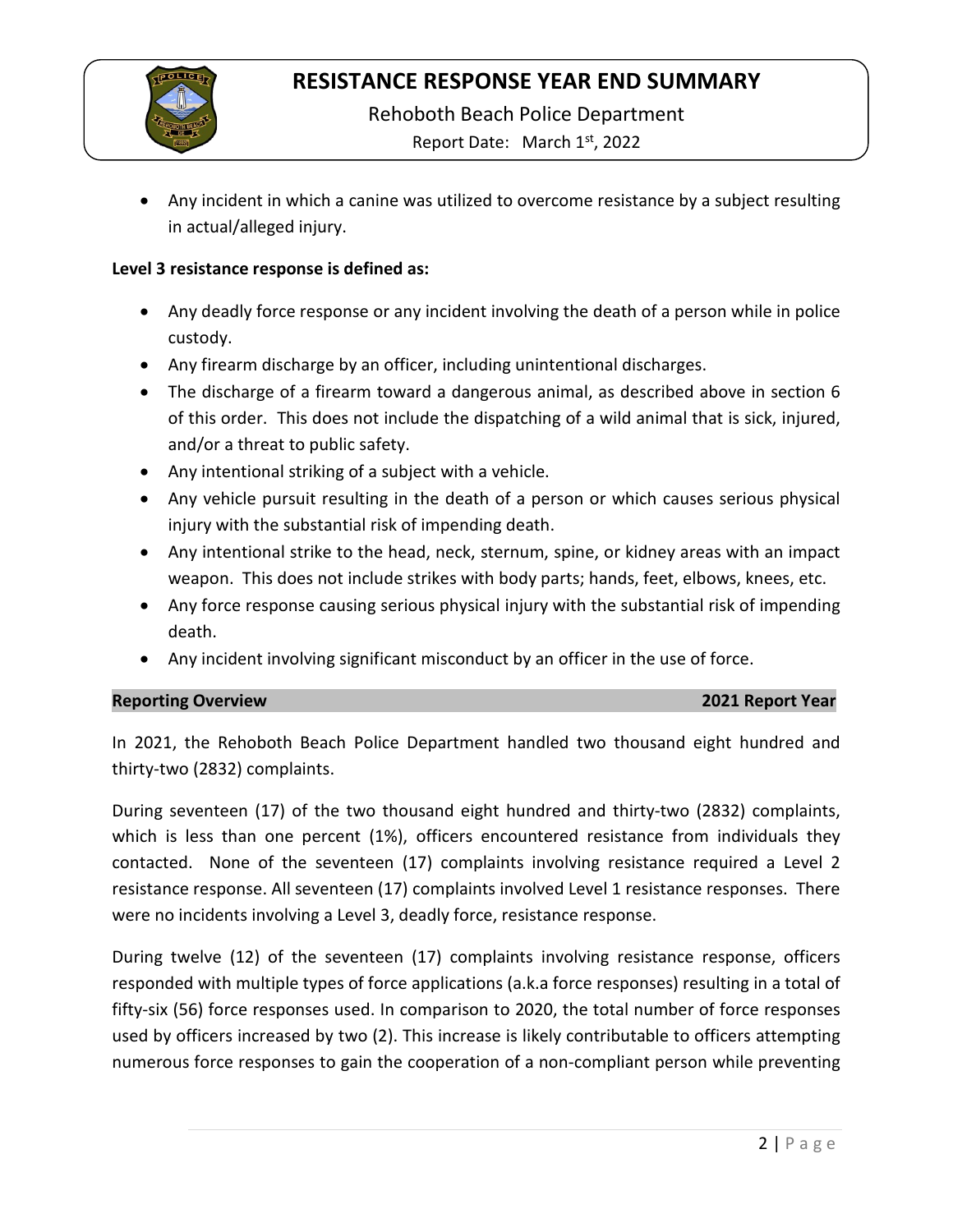- Any incident in which a canine was utilized to overcome resistance by a subject resulting in actual/alleged injury.

**Level 3 resistance response is defined as:**

- Any deadly force response or any incident involving the death of a person while in police custody.
- Any firearm discharge by an officer, including unintentional discharges.
- The discharge of a firearm toward a dangerous animal, as described above in section 6 of this order. This does not include the dispatching of a wild animal that is sick, injured, and/or a threat to public safety.
- Any intentional striking of a subject with a vehicle.
- Any vehicle pursuit resulting in the death of a person or which causes serious physical injury with the substantial risk of impending death.
- Any intentional strike to the head, neck, sternum, spine, or kidney areas with an impact weapon. This does not include strikes with body parts; hands, feet, elbows, knees, etc.
- Any force response causing serious physical injury with the substantial risk of impending death.
- Any incident involving significant misconduct by an officer in the use of force.

## Reporting Overview — 2021 Report Year

In 2021, the Rehoboth Beach Police Department handled two thousand eight hundred and thirty-two (2832) complaints.

During seventeen (17) of the two thousand eight hundred and thirty-two (2832) complaints, which is less than one percent (1%), officers encountered resistance from individuals they contacted. None of the seventeen (17) complaints involving resistance required a Level 2 resistance response. All seventeen (17) complaints involved Level 1 resistance responses. There were no incidents involving a Level 3, deadly force, resistance response.

During twelve (12) of the seventeen (17) complaints involving resistance response, officers responded with multiple types of force applications (a.k.a force responses) resulting in a total of fifty-six (56) force responses used. In comparison to 2020, the total number of force responses used by officers increased by two (2). This increase is likely contributable to officers attempting numerous force responses to gain the cooperation of a non-compliant person while preventing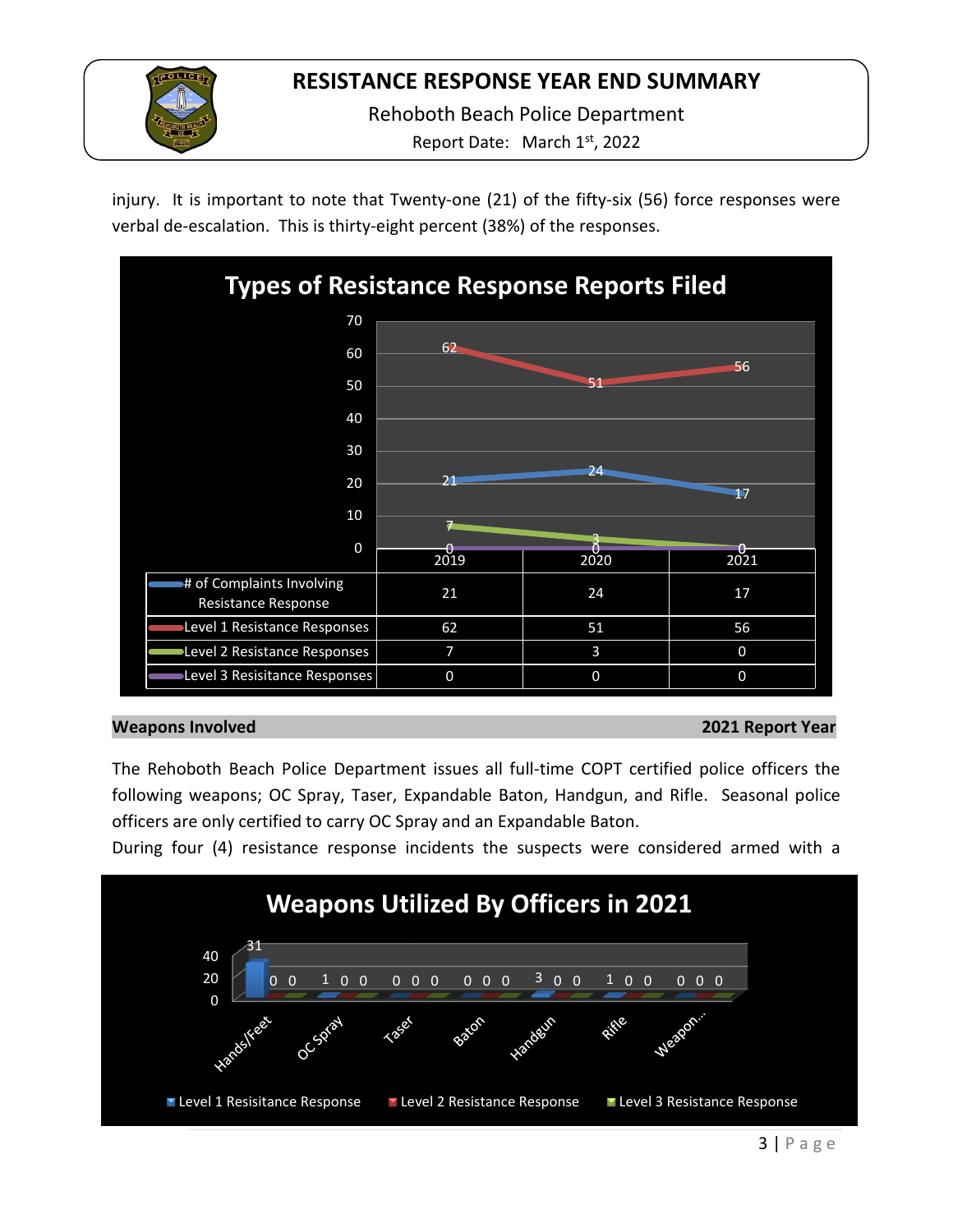injury. It is important to note that Twenty-one (21) of the fifty-six (56) force responses were verbal de-escalation. This is thirty-eight percent (38%) of the responses.

**Types of Resistance Response Reports Filed**

| | 2019 | 2020 | 2021 |
|---|---|---|---|
| # of Complaints Involving Resistance Response | 21 | 24 | 17 |
| Level 1 Resistance Responses | 62 | 51 | 56 |
| Level 2 Resistance Responses | 7 | 3 | 0 |
| Level 3 Resisitance Responses | 0 | 0 | 0 |

## Weapons Involved — 2021 Report Year

The Rehoboth Beach Police Department issues all full-time COPT certified police officers the following weapons; OC Spray, Taser, Expandable Baton, Handgun, and Rifle. Seasonal police officers are only certified to carry OC Spray and an Expandable Baton.

During four (4) resistance response incidents the suspects were considered armed with a

**Weapons Utilized By Officers in 2021**

| | Level 1 Resisitance Response | Level 2 Resistance Response | Level 3 Resistance Response |
|---|---|---|---|
| Hands/Feet | 31 | 0 | 0 |
| OC Spray | 1 | 0 | 0 |
| Taser | 0 | 0 | 0 |
| Baton | 0 | 0 | 0 |
| Handgun | 3 | 0 | 0 |
| Rifle | 1 | 0 | 0 |
| Weapon... | 0 | 0 | 0 |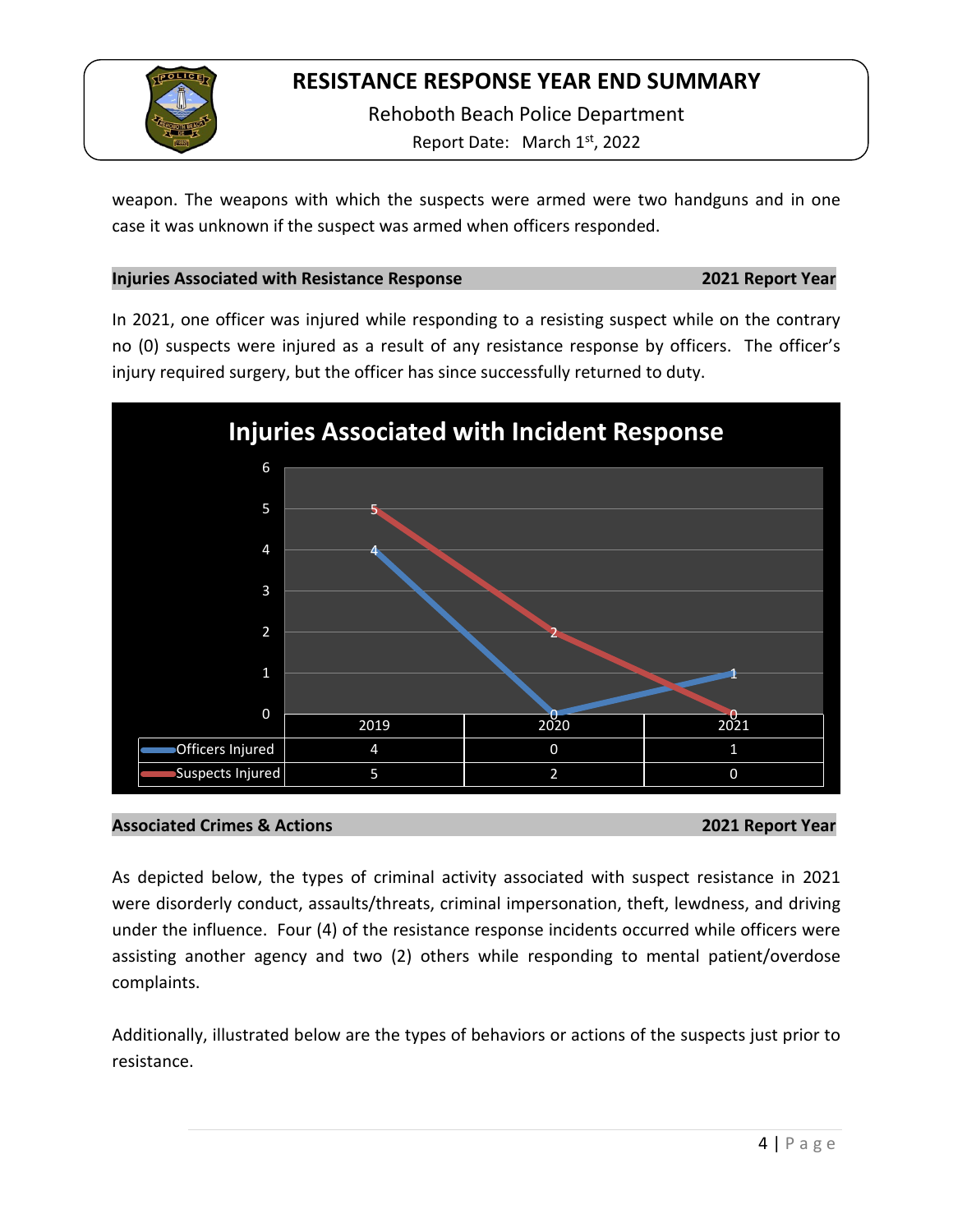weapon. The weapons with which the suspects were armed were two handguns and in one case it was unknown if the suspect was armed when officers responded.

**Injuries Associated with Resistance Response — 2021 Report Year**

In 2021, one officer was injured while responding to a resisting suspect while on the contrary no (0) suspects were injured as a result of any resistance response by officers. The officer's injury required surgery, but the officer has since successfully returned to duty.

**Injuries Associated with Incident Response**

| | 2019 | 2020 | 2021 |
|---|---|---|---|
| Officers Injured | 4 | 0 | 1 |
| Suspects Injured | 5 | 2 | 0 |

**Associated Crimes & Actions — 2021 Report Year**

As depicted below, the types of criminal activity associated with suspect resistance in 2021 were disorderly conduct, assaults/threats, criminal impersonation, theft, lewdness, and driving under the influence. Four (4) of the resistance response incidents occurred while officers were assisting another agency and two (2) others while responding to mental patient/overdose complaints.

Additionally, illustrated below are the types of behaviors or actions of the suspects just prior to resistance.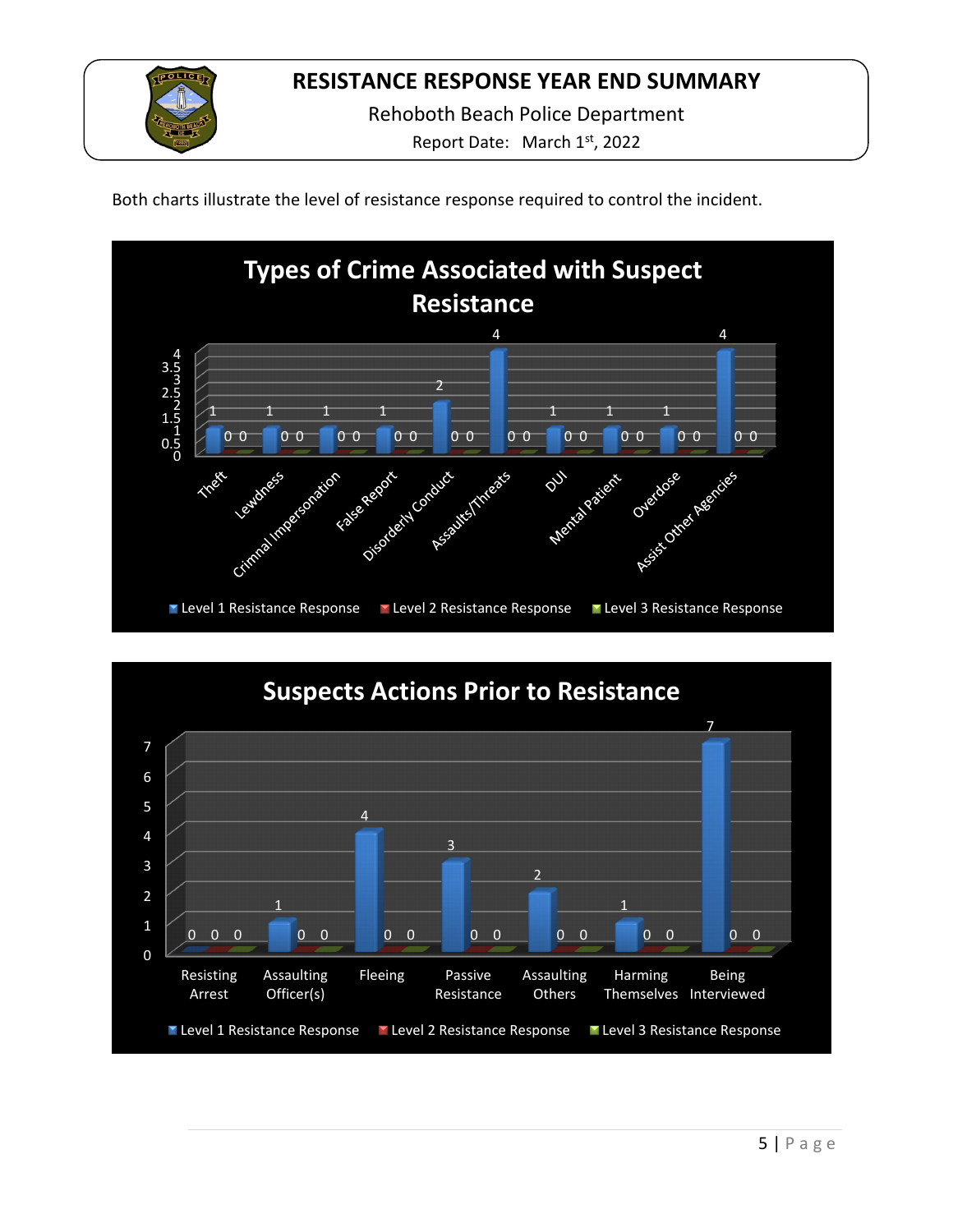Both charts illustrate the level of resistance response required to control the incident.

**Types of Crime Associated with Suspect Resistance**

| Crime | Level 1 Resistance Response | Level 2 Resistance Response | Level 3 Resistance Response |
|---|---|---|---|
| Theft | 1 | 0 | 0 |
| Lewdness | 1 | 0 | 0 |
| Criminal Impersonation | 1 | 0 | 0 |
| False Report | 1 | 0 | 0 |
| Disorderly Conduct | 2 | 0 | 0 |
| Assaults/Threats | 4 | 0 | 0 |
| DUI | 1 | 0 | 0 |
| Mental Patient | 1 | 0 | 0 |
| Overdose | 1 | 0 | 0 |
| Assist Other Agencies | 4 | 0 | 0 |

**Suspects Actions Prior to Resistance**

| Action | Level 1 Resistance Response | Level 2 Resistance Response | Level 3 Resistance Response |
|---|---|---|---|
| Resisting Arrest | 0 | 0 | 0 |
| Assaulting Officer(s) | 1 | 0 | 0 |
| Fleeing | 4 | 0 | 0 |
| Passive Resistance | 3 | 0 | 0 |
| Assaulting Others | 2 | 0 | 0 |
| Harming Themselves | 1 | 0 | 0 |
| Being Interviewed | 7 | 0 | 0 |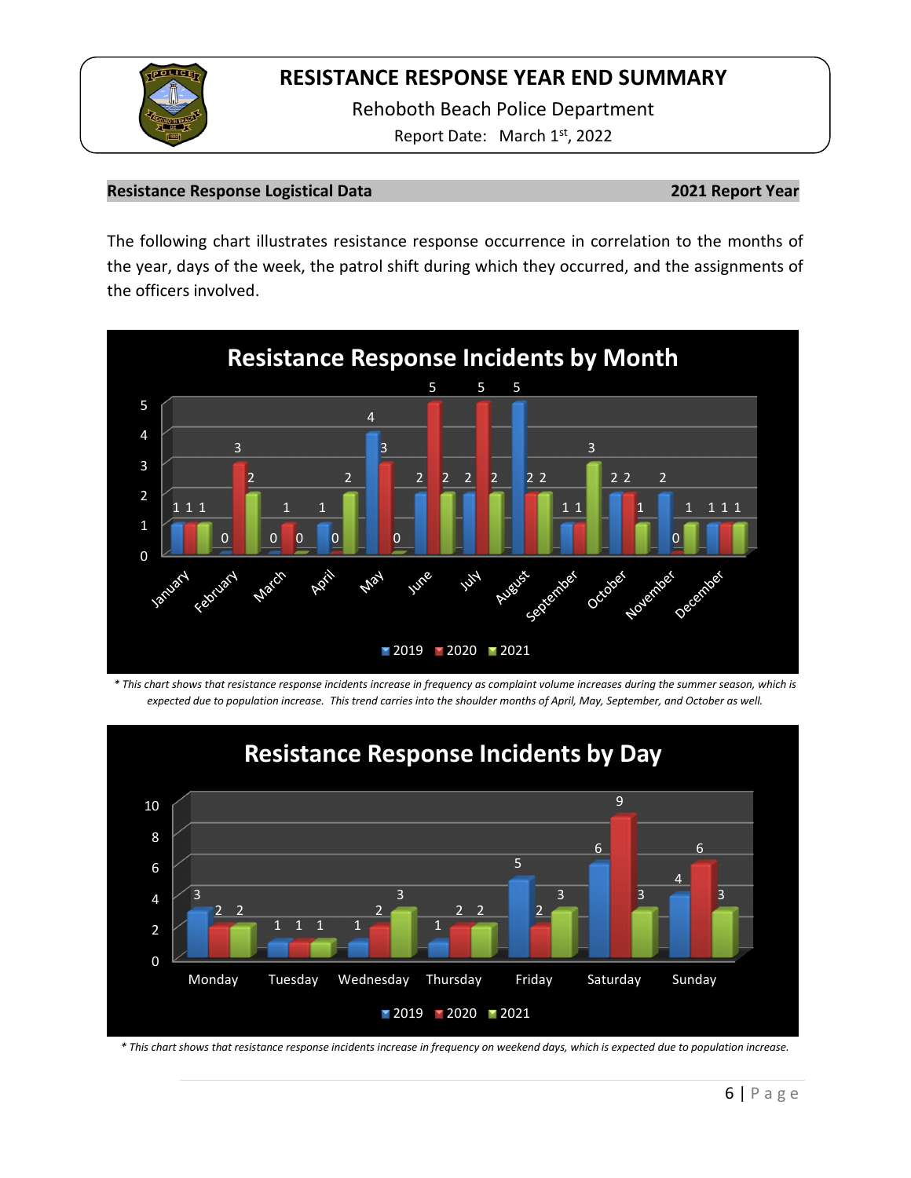# RESISTANCE RESPONSE YEAR END SUMMARY

Rehoboth Beach Police Department

Report Date: March 1st, 2022

**Resistance Response Logistical Data** **2021 Report Year**

The following chart illustrates resistance response occurrence in correlation to the months of the year, days of the week, the patrol shift during which they occurred, and the assignments of the officers involved.

**Resistance Response Incidents by Month**

| Month | 2019 | 2020 | 2021 |
|---|---|---|---|
| January | 1 | 1 | 1 |
| February | 0 | 3 | 2 |
| March | 0 | 1 | 0 |
| April | 1 | 0 | 2 |
| May | 4 | 3 | 0 |
| June | 2 | 5 | 2 |
| July | 2 | 5 | 2 |
| August | 5 | 2 | 2 |
| September | 1 | 1 | 3 |
| October | 2 | 2 | 1 |
| November | 2 | 0 | 1 |
| December | 1 | 1 | 1 |

*\* This chart shows that resistance response incidents increase in frequency as complaint volume increases during the summer season, which is expected due to population increase. This trend carries into the shoulder months of April, May, September, and October as well.*

**Resistance Response Incidents by Day**

| Day | 2019 | 2020 | 2021 |
|---|---|---|---|
| Monday | 3 | 2 | 2 |
| Tuesday | 1 | 1 | 1 |
| Wednesday | 1 | 2 | 3 |
| Thursday | 1 | 2 | 2 |
| Friday | 5 | 2 | 3 |
| Saturday | 6 | 9 | 3 |
| Sunday | 4 | 6 | 3 |

*\* This chart shows that resistance response incidents increase in frequency on weekend days, which is expected due to population increase.*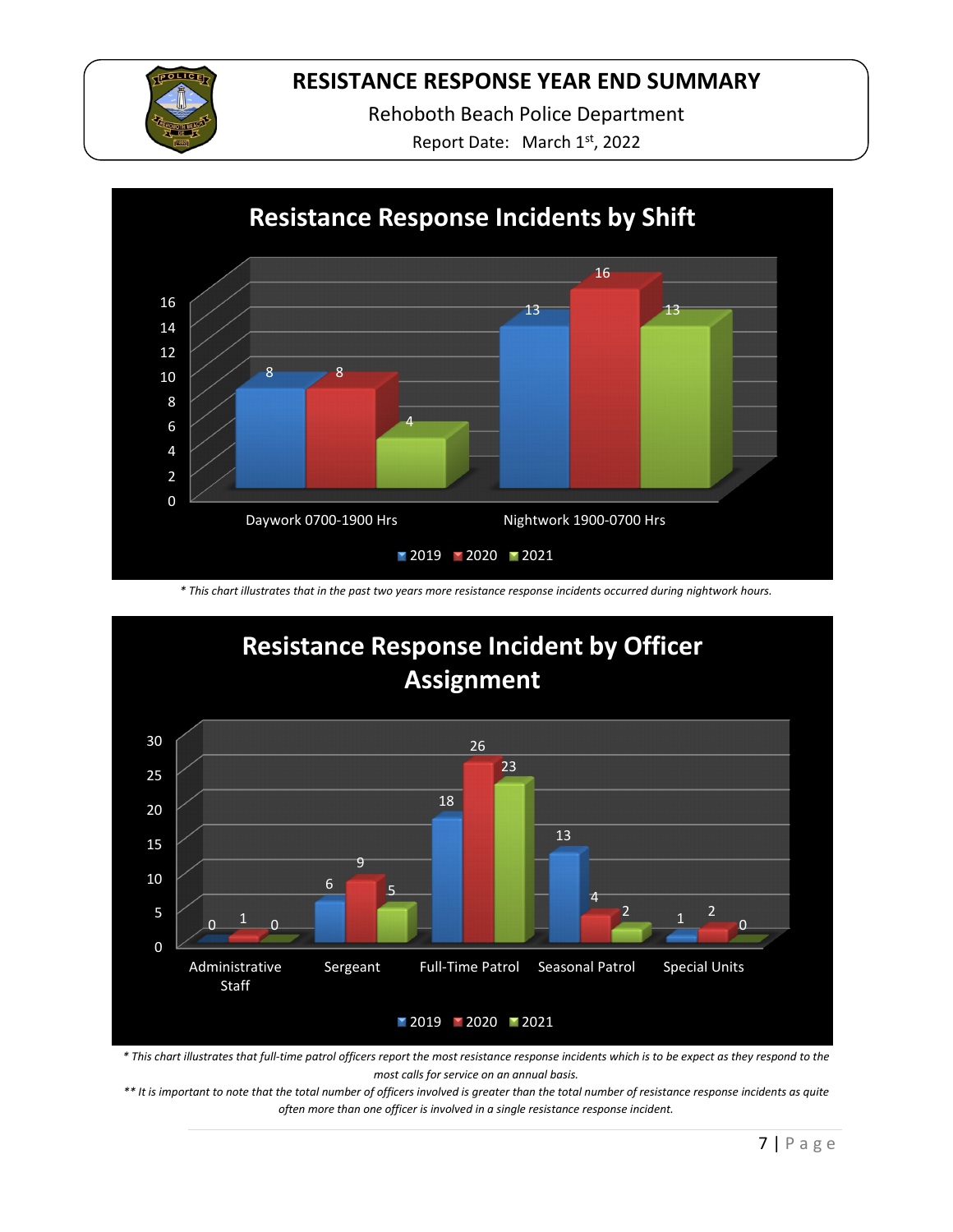# RESISTANCE RESPONSE YEAR END SUMMARY

Rehoboth Beach Police Department

Report Date: March 1st, 2022

## Resistance Response Incidents by Shift

| Shift | 2019 | 2020 | 2021 |
| --- | --- | --- | --- |
| Daywork 0700-1900 Hrs | 8 | 8 | 4 |
| Nightwork 1900-0700 Hrs | 13 | 16 | 13 |

*\* This chart illustrates that in the past two years more resistance response incidents occurred during nightwork hours.*

## Resistance Response Incident by Officer Assignment

| Assignment | 2019 | 2020 | 2021 |
| --- | --- | --- | --- |
| Administrative Staff | 0 | 1 | 0 |
| Sergeant | 6 | 9 | 5 |
| Full-Time Patrol | 18 | 26 | 23 |
| Seasonal Patrol | 13 | 4 | 2 |
| Special Units | 1 | 2 | 0 |

*\* This chart illustrates that full-time patrol officers report the most resistance response incidents which is to be expect as they respond to the most calls for service on an annual basis.*

*\*\* It is important to note that the total number of officers involved is greater than the total number of resistance response incidents as quite often more than one officer is involved in a single resistance response incident.*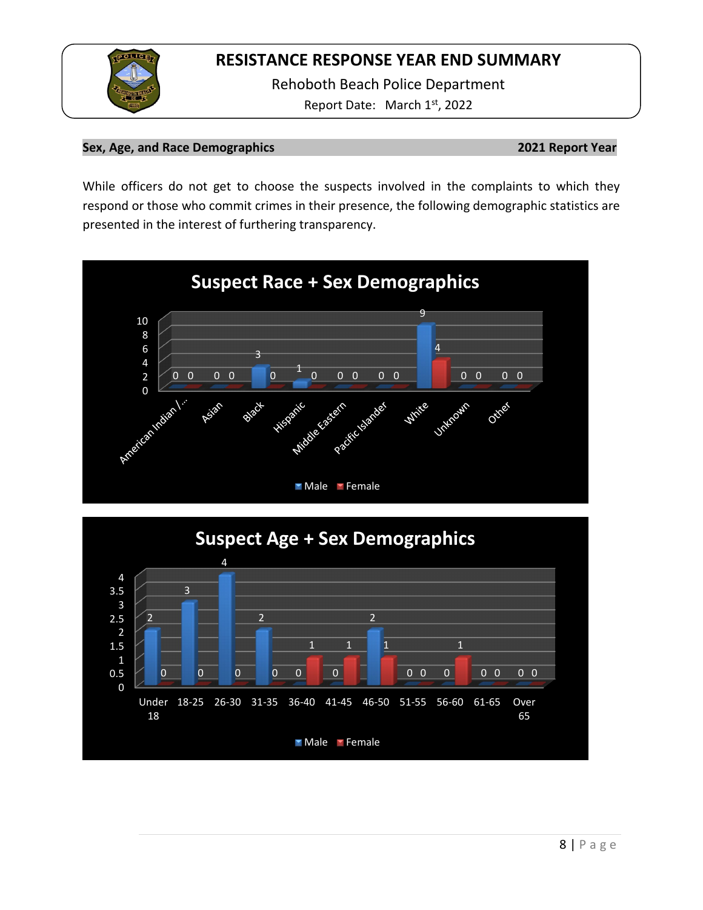# RESISTANCE RESPONSE YEAR END SUMMARY

Rehoboth Beach Police Department

Report Date: March 1st, 2022

**Sex, Age, and Race Demographics** **2021 Report Year**

While officers do not get to choose the suspects involved in the complaints to which they respond or those who commit crimes in their presence, the following demographic statistics are presented in the interest of furthering transparency.

**Suspect Race + Sex Demographics**

10
8
6
4
2
0

0 0 | 0 0 | 3 0 | 1 0 | 0 0 | 0 0 | 9 4 | 0 0 | 0 0

American Indian /... | Asian | Black | Hispanic | Middle Eastern | Pacific Islander | White | Unknown | Other

Male | Female

**Suspect Age + Sex Demographics**

4
3.5
3
2.5
2
1.5
1
0.5
0

2 0 | 3 0 | 4 0 | 2 0 | 0 1 | 0 1 | 2 1 | 0 0 | 0 1 | 0 0 | 0 0

Under 18 | 18-25 | 26-30 | 31-35 | 36-40 | 41-45 | 46-50 | 51-55 | 56-60 | 61-65 | Over 65

Male | Female